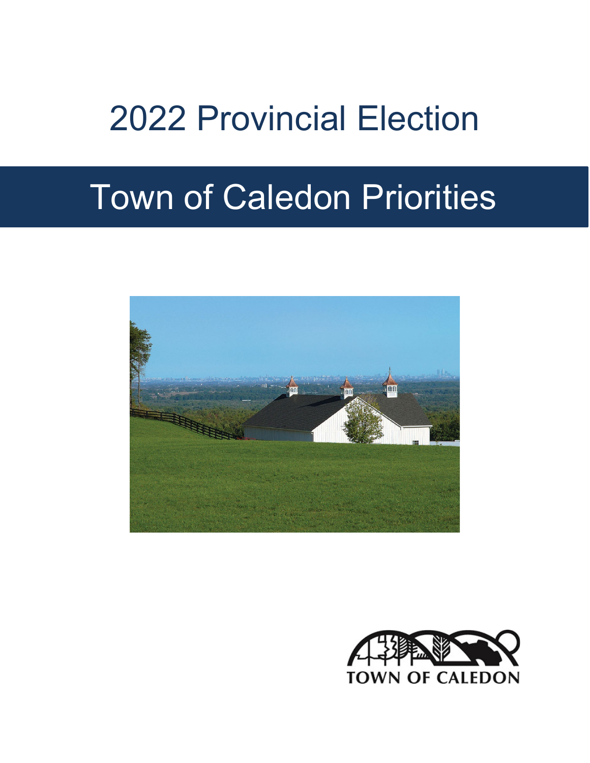# 2022 Provincial Election

# Town of Caledon Priorities

TOWN OF CALEDON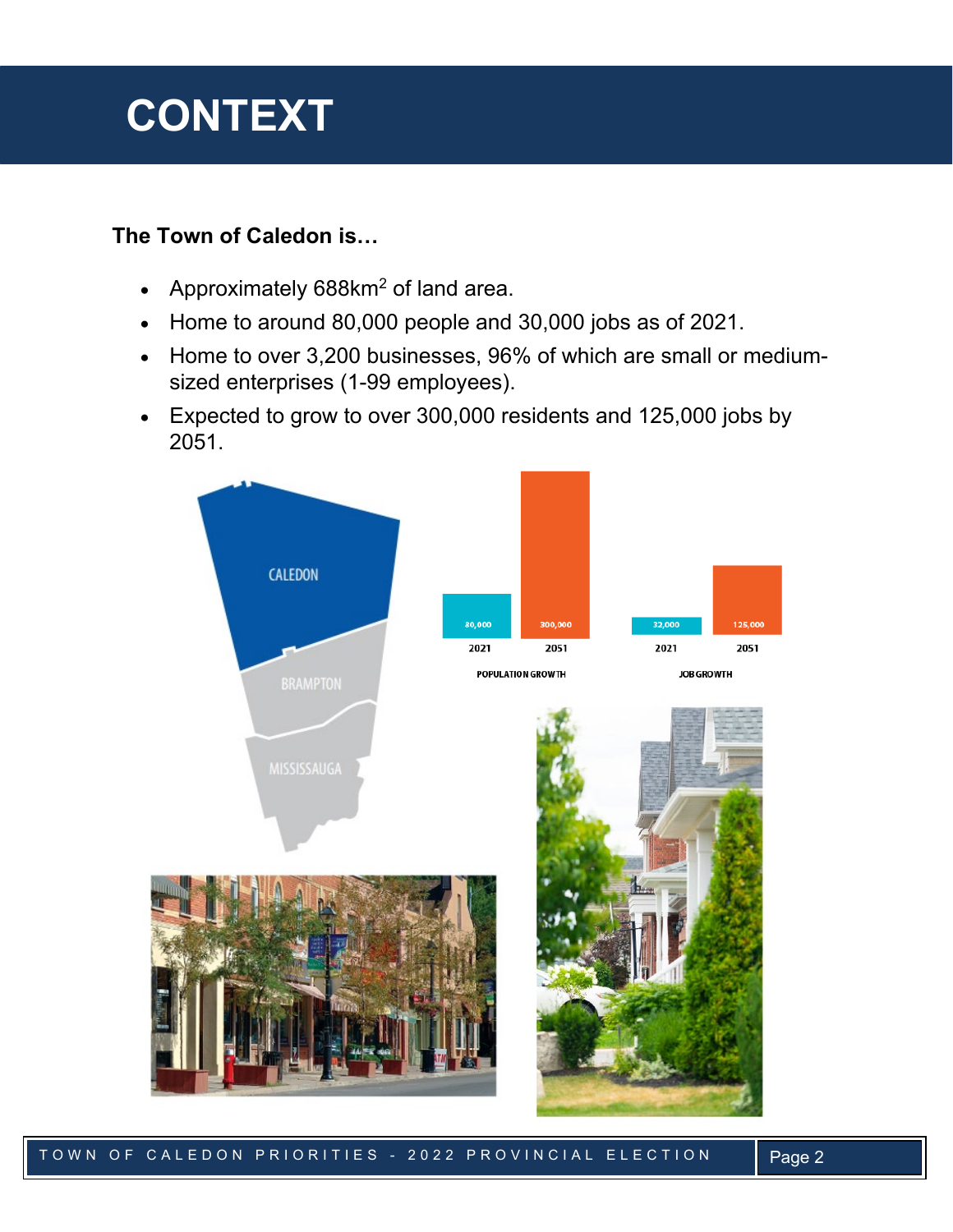# CONTEXT

**The Town of Caledon is…**

- Approximately 688km$^2$ of land area.
- Home to around 80,000 people and 30,000 jobs as of 2021.
- Home to over 3,200 businesses, 96% of which are small or medium-sized enterprises (1-99 employees).
- Expected to grow to over 300,000 residents and 125,000 jobs by 2051.

CALEDON

BRAMPTON

MISSISSAUGA

| | 2021 | 2051 |
|---|---|---|
| POPULATION GROWTH | 80,000 | 300,000 |
| JOB GROWTH | 32,000 | 125,000 |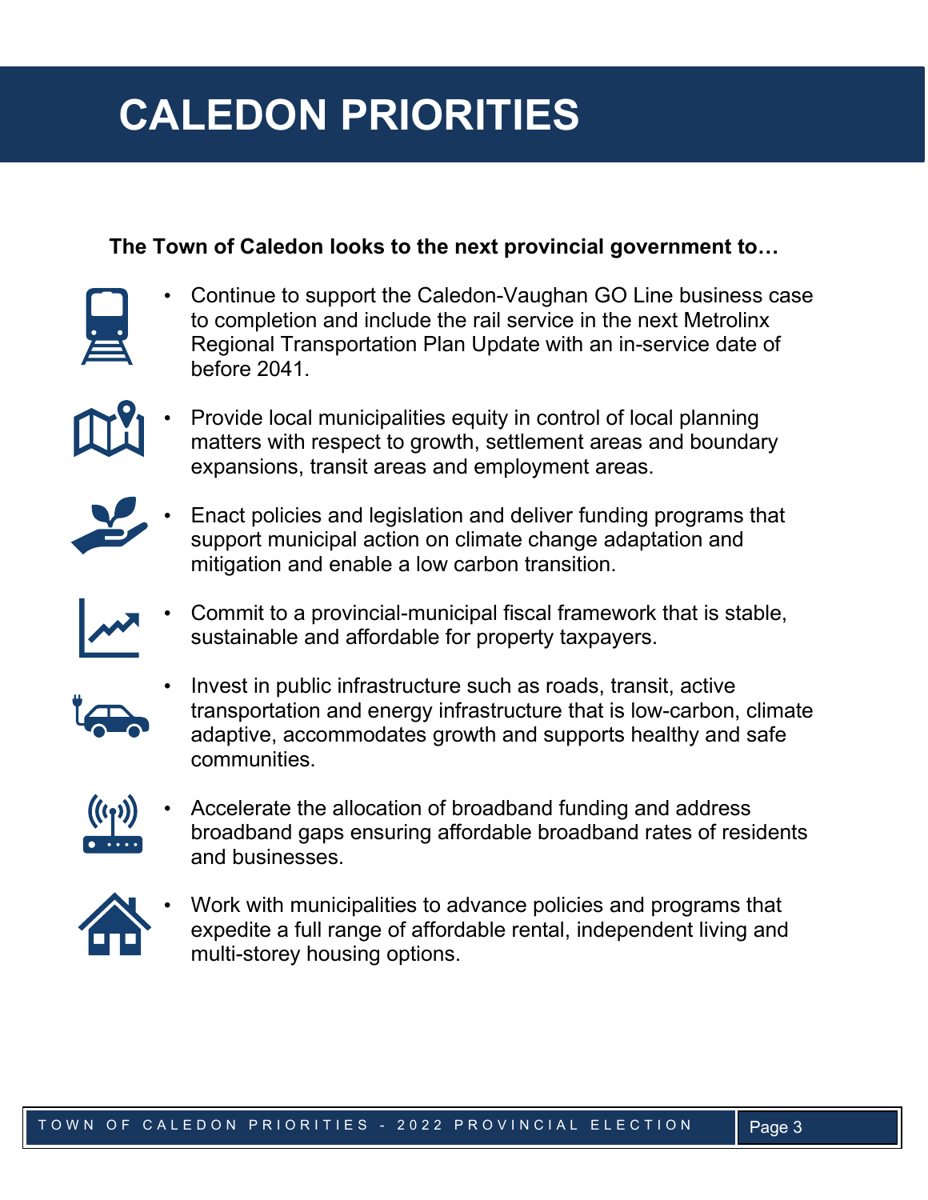# CALEDON PRIORITIES

**The Town of Caledon looks to the next provincial government to…**

- Continue to support the Caledon-Vaughan GO Line business case to completion and include the rail service in the next Metrolinx Regional Transportation Plan Update with an in-service date of before 2041.
- Provide local municipalities equity in control of local planning matters with respect to growth, settlement areas and boundary expansions, transit areas and employment areas.
- Enact policies and legislation and deliver funding programs that support municipal action on climate change adaptation and mitigation and enable a low carbon transition.
- Commit to a provincial-municipal fiscal framework that is stable, sustainable and affordable for property taxpayers.
- Invest in public infrastructure such as roads, transit, active transportation and energy infrastructure that is low-carbon, climate adaptive, accommodates growth and supports healthy and safe communities.
- Accelerate the allocation of broadband funding and address broadband gaps ensuring affordable broadband rates of residents and businesses.
- Work with municipalities to advance policies and programs that expedite a full range of affordable rental, independent living and multi-storey housing options.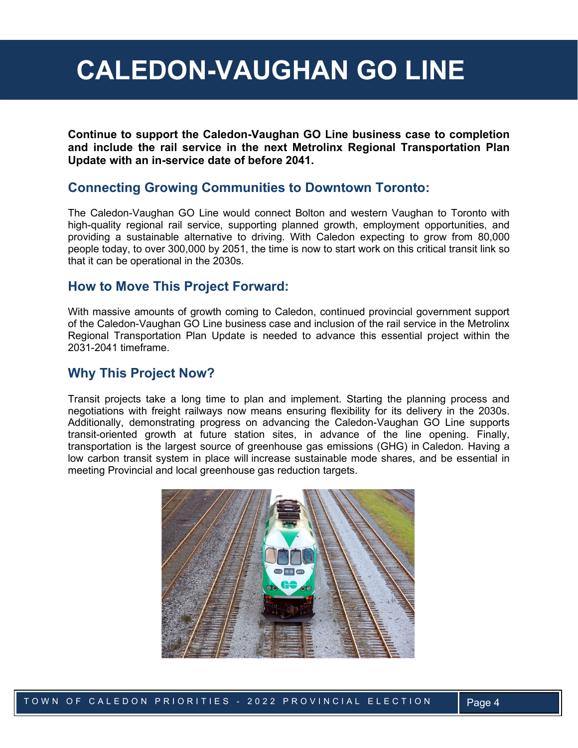# CALEDON-VAUGHAN GO LINE

**Continue to support the Caledon-Vaughan GO Line business case to completion and include the rail service in the next Metrolinx Regional Transportation Plan Update with an in-service date of before 2041.**

## Connecting Growing Communities to Downtown Toronto:

The Caledon-Vaughan GO Line would connect Bolton and western Vaughan to Toronto with high-quality regional rail service, supporting planned growth, employment opportunities, and providing a sustainable alternative to driving. With Caledon expecting to grow from 80,000 people today, to over 300,000 by 2051, the time is now to start work on this critical transit link so that it can be operational in the 2030s.

## How to Move This Project Forward:

With massive amounts of growth coming to Caledon, continued provincial government support of the Caledon-Vaughan GO Line business case and inclusion of the rail service in the Metrolinx Regional Transportation Plan Update is needed to advance this essential project within the 2031-2041 timeframe.

## Why This Project Now?

Transit projects take a long time to plan and implement. Starting the planning process and negotiations with freight railways now means ensuring flexibility for its delivery in the 2030s. Additionally, demonstrating progress on advancing the Caledon-Vaughan GO Line supports transit-oriented growth at future station sites, in advance of the line opening. Finally, transportation is the largest source of greenhouse gas emissions (GHG) in Caledon. Having a low carbon transit system in place will increase sustainable mode shares, and be essential in meeting Provincial and local greenhouse gas reduction targets.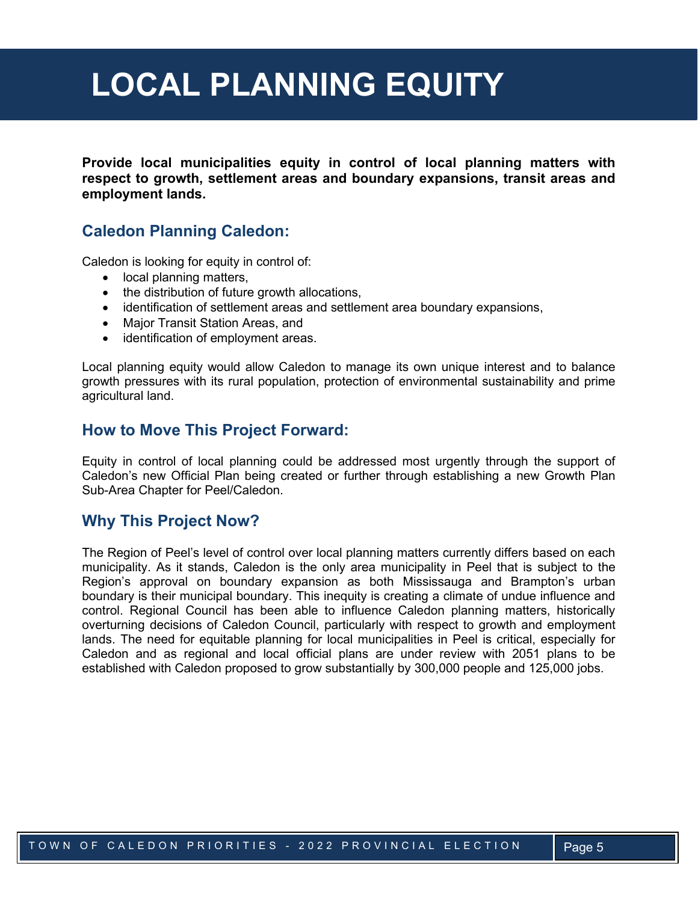# LOCAL PLANNING EQUITY

**Provide local municipalities equity in control of local planning matters with respect to growth, settlement areas and boundary expansions, transit areas and employment lands.**

## Caledon Planning Caledon:

Caledon is looking for equity in control of:

- local planning matters,
- the distribution of future growth allocations,
- identification of settlement areas and settlement area boundary expansions,
- Major Transit Station Areas, and
- identification of employment areas.

Local planning equity would allow Caledon to manage its own unique interest and to balance growth pressures with its rural population, protection of environmental sustainability and prime agricultural land.

## How to Move This Project Forward:

Equity in control of local planning could be addressed most urgently through the support of Caledon's new Official Plan being created or further through establishing a new Growth Plan Sub-Area Chapter for Peel/Caledon.

## Why This Project Now?

The Region of Peel's level of control over local planning matters currently differs based on each municipality. As it stands, Caledon is the only area municipality in Peel that is subject to the Region's approval on boundary expansion as both Mississauga and Brampton's urban boundary is their municipal boundary. This inequity is creating a climate of undue influence and control. Regional Council has been able to influence Caledon planning matters, historically overturning decisions of Caledon Council, particularly with respect to growth and employment lands. The need for equitable planning for local municipalities in Peel is critical, especially for Caledon and as regional and local official plans are under review with 2051 plans to be established with Caledon proposed to grow substantially by 300,000 people and 125,000 jobs.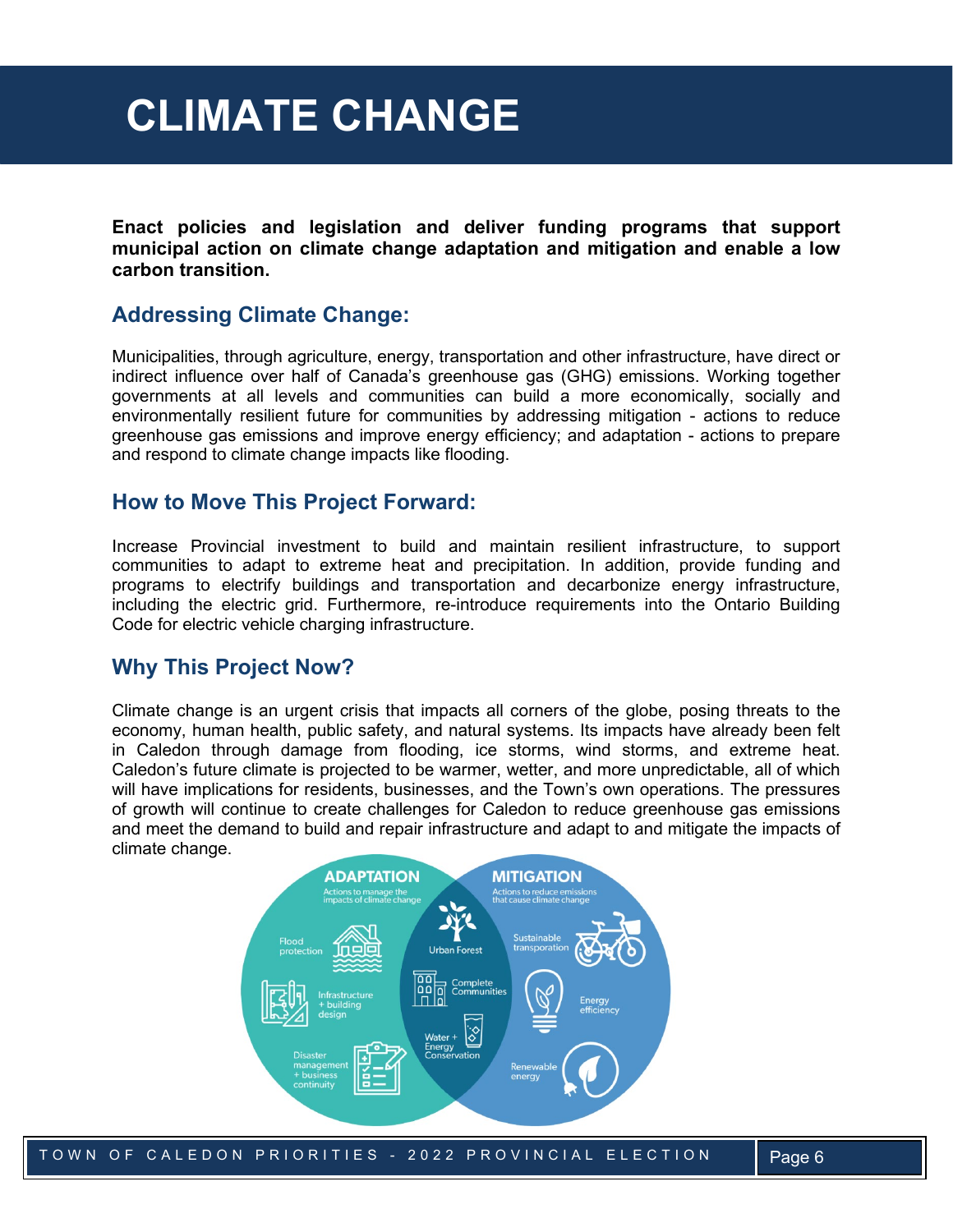# CLIMATE CHANGE

**Enact policies and legislation and deliver funding programs that support municipal action on climate change adaptation and mitigation and enable a low carbon transition.**

## Addressing Climate Change:

Municipalities, through agriculture, energy, transportation and other infrastructure, have direct or indirect influence over half of Canada's greenhouse gas (GHG) emissions. Working together governments at all levels and communities can build a more economically, socially and environmentally resilient future for communities by addressing mitigation - actions to reduce greenhouse gas emissions and improve energy efficiency; and adaptation - actions to prepare and respond to climate change impacts like flooding.

## How to Move This Project Forward:

Increase Provincial investment to build and maintain resilient infrastructure, to support communities to adapt to extreme heat and precipitation. In addition, provide funding and programs to electrify buildings and transportation and decarbonize energy infrastructure, including the electric grid. Furthermore, re-introduce requirements into the Ontario Building Code for electric vehicle charging infrastructure.

## Why This Project Now?

Climate change is an urgent crisis that impacts all corners of the globe, posing threats to the economy, human health, public safety, and natural systems. Its impacts have already been felt in Caledon through damage from flooding, ice storms, wind storms, and extreme heat. Caledon's future climate is projected to be warmer, wetter, and more unpredictable, all of which will have implications for residents, businesses, and the Town's own operations. The pressures of growth will continue to create challenges for Caledon to reduce greenhouse gas emissions and meet the demand to build and repair infrastructure and adapt to and mitigate the impacts of climate change.

**ADAPTATION** – Actions to manage the impacts of climate change: Flood protection; Infrastructure + building design; Disaster management + business continuity

**MITIGATION** – Actions to reduce emissions that cause climate change: Sustainable transporation; Energy efficiency; Renewable energy

**Both:** Urban Forest; Complete Communities; Water + Energy Conservation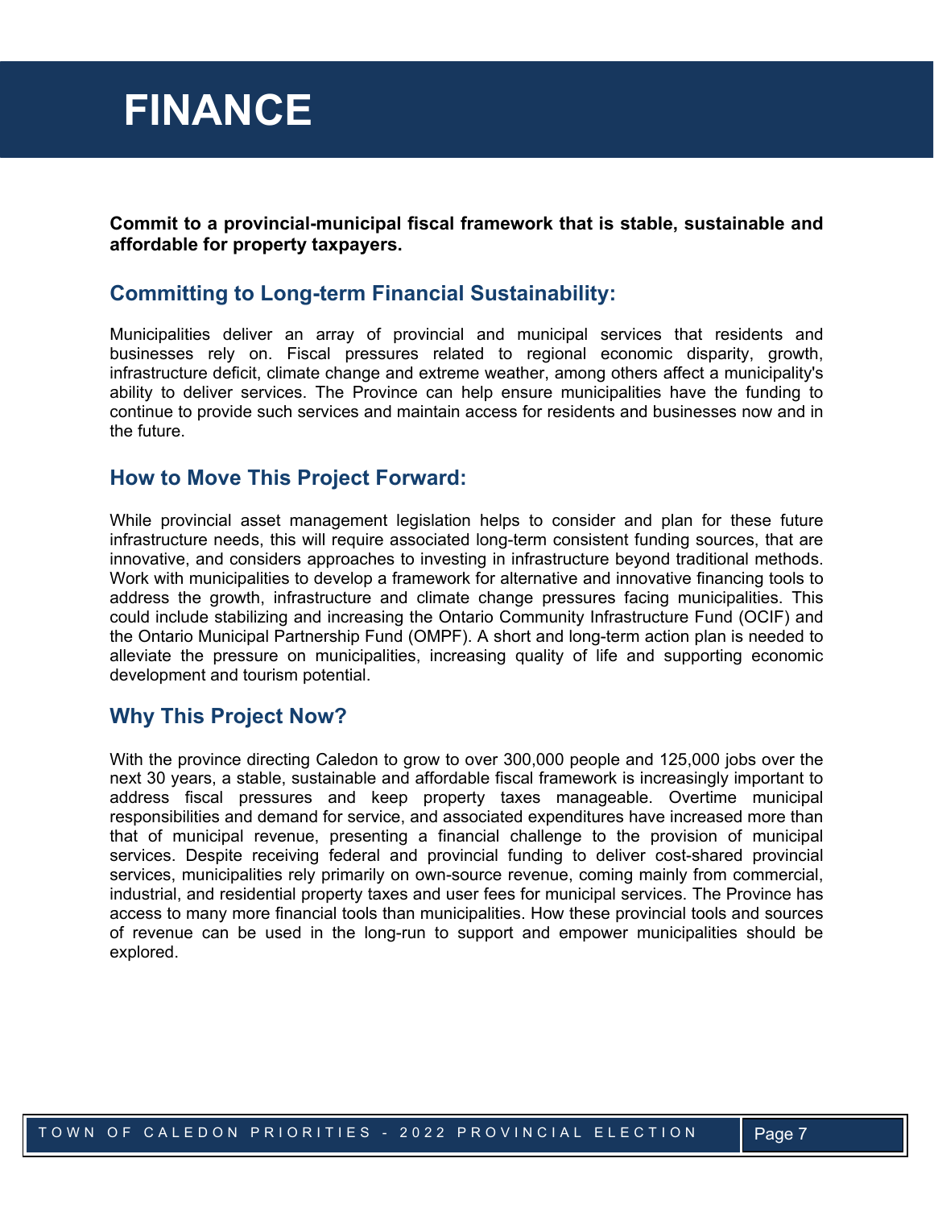# FINANCE

**Commit to a provincial-municipal fiscal framework that is stable, sustainable and affordable for property taxpayers.**

## Committing to Long-term Financial Sustainability:

Municipalities deliver an array of provincial and municipal services that residents and businesses rely on. Fiscal pressures related to regional economic disparity, growth, infrastructure deficit, climate change and extreme weather, among others affect a municipality's ability to deliver services. The Province can help ensure municipalities have the funding to continue to provide such services and maintain access for residents and businesses now and in the future.

## How to Move This Project Forward:

While provincial asset management legislation helps to consider and plan for these future infrastructure needs, this will require associated long-term consistent funding sources, that are innovative, and considers approaches to investing in infrastructure beyond traditional methods. Work with municipalities to develop a framework for alternative and innovative financing tools to address the growth, infrastructure and climate change pressures facing municipalities. This could include stabilizing and increasing the Ontario Community Infrastructure Fund (OCIF) and the Ontario Municipal Partnership Fund (OMPF). A short and long-term action plan is needed to alleviate the pressure on municipalities, increasing quality of life and supporting economic development and tourism potential.

## Why This Project Now?

With the province directing Caledon to grow to over 300,000 people and 125,000 jobs over the next 30 years, a stable, sustainable and affordable fiscal framework is increasingly important to address fiscal pressures and keep property taxes manageable. Overtime municipal responsibilities and demand for service, and associated expenditures have increased more than that of municipal revenue, presenting a financial challenge to the provision of municipal services. Despite receiving federal and provincial funding to deliver cost-shared provincial services, municipalities rely primarily on own-source revenue, coming mainly from commercial, industrial, and residential property taxes and user fees for municipal services. The Province has access to many more financial tools than municipalities. How these provincial tools and sources of revenue can be used in the long-run to support and empower municipalities should be explored.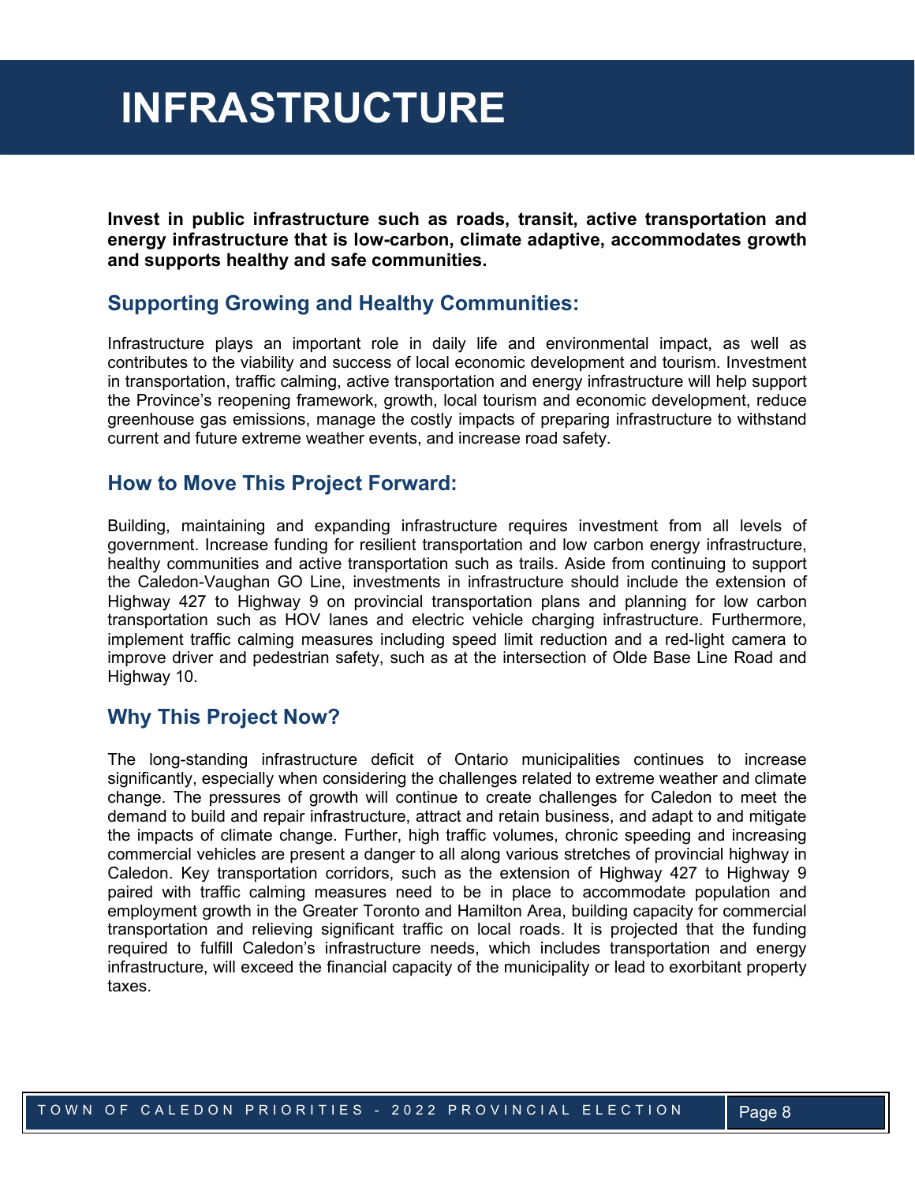# INFRASTRUCTURE

**Invest in public infrastructure such as roads, transit, active transportation and energy infrastructure that is low-carbon, climate adaptive, accommodates growth and supports healthy and safe communities.**

## Supporting Growing and Healthy Communities:

Infrastructure plays an important role in daily life and environmental impact, as well as contributes to the viability and success of local economic development and tourism. Investment in transportation, traffic calming, active transportation and energy infrastructure will help support the Province's reopening framework, growth, local tourism and economic development, reduce greenhouse gas emissions, manage the costly impacts of preparing infrastructure to withstand current and future extreme weather events, and increase road safety.

## How to Move This Project Forward:

Building, maintaining and expanding infrastructure requires investment from all levels of government. Increase funding for resilient transportation and low carbon energy infrastructure, healthy communities and active transportation such as trails. Aside from continuing to support the Caledon-Vaughan GO Line, investments in infrastructure should include the extension of Highway 427 to Highway 9 on provincial transportation plans and planning for low carbon transportation such as HOV lanes and electric vehicle charging infrastructure. Furthermore, implement traffic calming measures including speed limit reduction and a red-light camera to improve driver and pedestrian safety, such as at the intersection of Olde Base Line Road and Highway 10.

## Why This Project Now?

The long-standing infrastructure deficit of Ontario municipalities continues to increase significantly, especially when considering the challenges related to extreme weather and climate change. The pressures of growth will continue to create challenges for Caledon to meet the demand to build and repair infrastructure, attract and retain business, and adapt to and mitigate the impacts of climate change. Further, high traffic volumes, chronic speeding and increasing commercial vehicles are present a danger to all along various stretches of provincial highway in Caledon. Key transportation corridors, such as the extension of Highway 427 to Highway 9 paired with traffic calming measures need to be in place to accommodate population and employment growth in the Greater Toronto and Hamilton Area, building capacity for commercial transportation and relieving significant traffic on local roads. It is projected that the funding required to fulfill Caledon's infrastructure needs, which includes transportation and energy infrastructure, will exceed the financial capacity of the municipality or lead to exorbitant property taxes.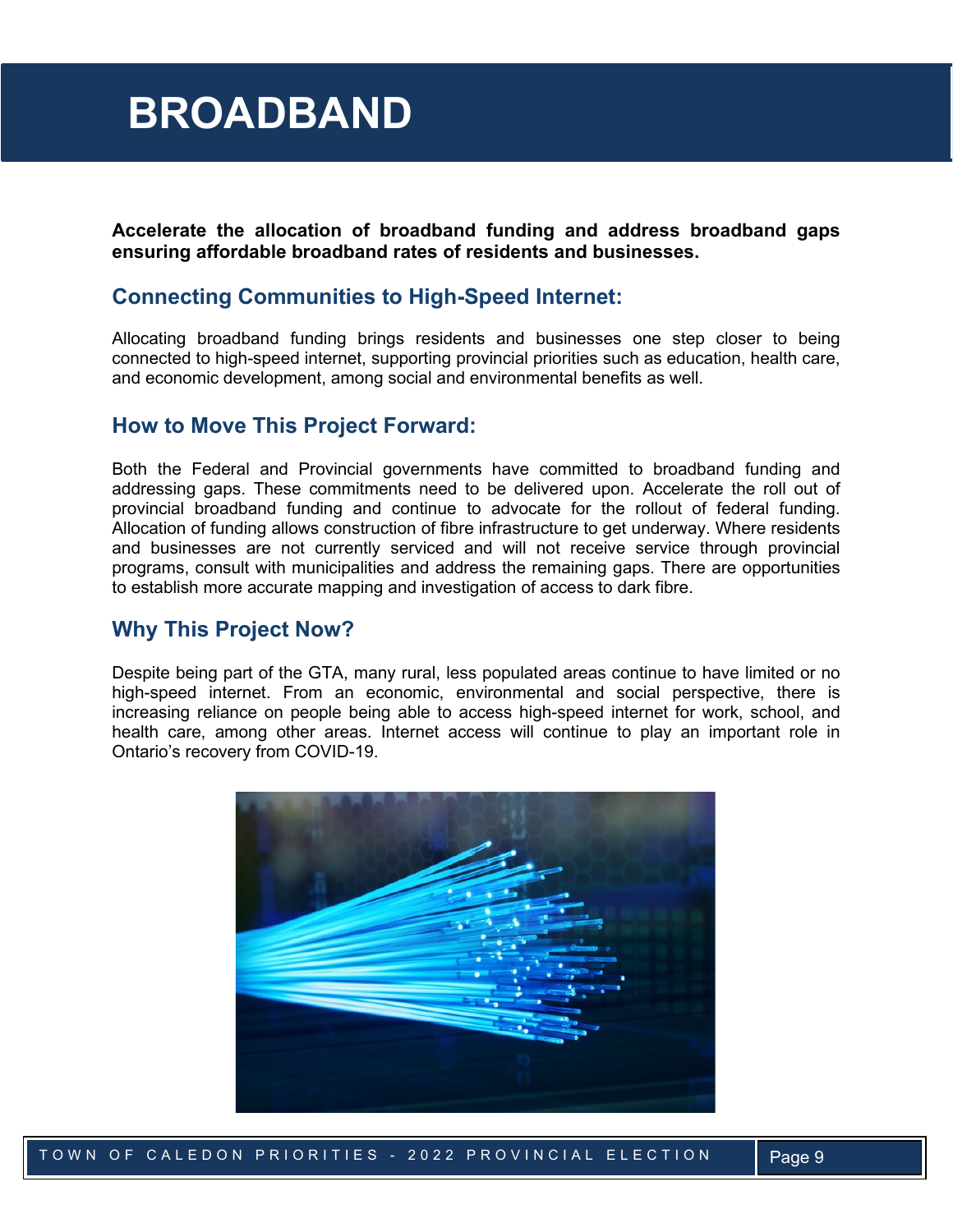# BROADBAND

**Accelerate the allocation of broadband funding and address broadband gaps ensuring affordable broadband rates of residents and businesses.**

## Connecting Communities to High-Speed Internet:

Allocating broadband funding brings residents and businesses one step closer to being connected to high-speed internet, supporting provincial priorities such as education, health care, and economic development, among social and environmental benefits as well.

## How to Move This Project Forward:

Both the Federal and Provincial governments have committed to broadband funding and addressing gaps. These commitments need to be delivered upon. Accelerate the roll out of provincial broadband funding and continue to advocate for the rollout of federal funding. Allocation of funding allows construction of fibre infrastructure to get underway. Where residents and businesses are not currently serviced and will not receive service through provincial programs, consult with municipalities and address the remaining gaps. There are opportunities to establish more accurate mapping and investigation of access to dark fibre.

## Why This Project Now?

Despite being part of the GTA, many rural, less populated areas continue to have limited or no high-speed internet. From an economic, environmental and social perspective, there is increasing reliance on people being able to access high-speed internet for work, school, and health care, among other areas. Internet access will continue to play an important role in Ontario's recovery from COVID-19.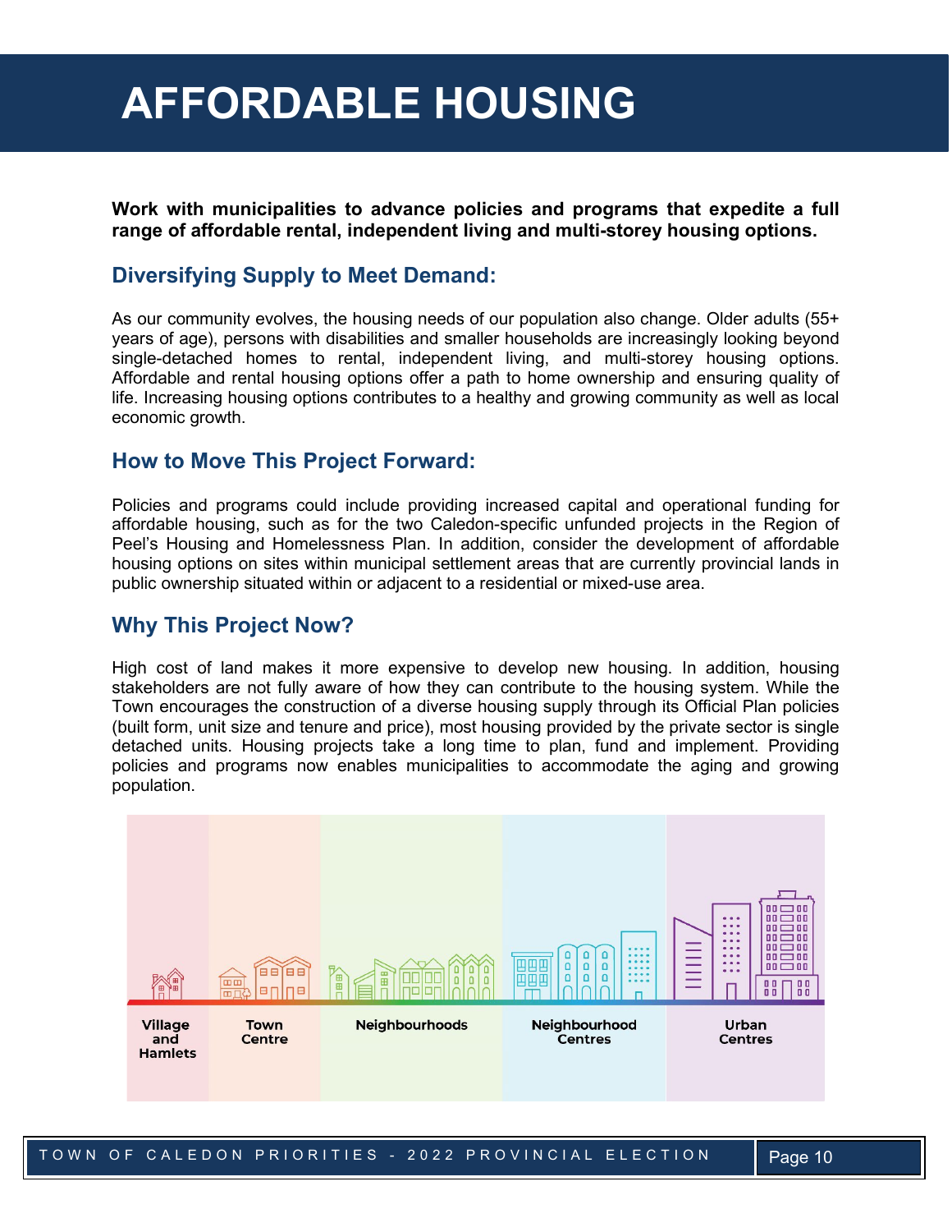# AFFORDABLE HOUSING

**Work with municipalities to advance policies and programs that expedite a full range of affordable rental, independent living and multi-storey housing options.**

## Diversifying Supply to Meet Demand:

As our community evolves, the housing needs of our population also change. Older adults (55+ years of age), persons with disabilities and smaller households are increasingly looking beyond single-detached homes to rental, independent living, and multi-storey housing options. Affordable and rental housing options offer a path to home ownership and ensuring quality of life. Increasing housing options contributes to a healthy and growing community as well as local economic growth.

## How to Move This Project Forward:

Policies and programs could include providing increased capital and operational funding for affordable housing, such as for the two Caledon-specific unfunded projects in the Region of Peel's Housing and Homelessness Plan. In addition, consider the development of affordable housing options on sites within municipal settlement areas that are currently provincial lands in public ownership situated within or adjacent to a residential or mixed-use area.

## Why This Project Now?

High cost of land makes it more expensive to develop new housing. In addition, housing stakeholders are not fully aware of how they can contribute to the housing system. While the Town encourages the construction of a diverse housing supply through its Official Plan policies (built form, unit size and tenure and price), most housing provided by the private sector is single detached units. Housing projects take a long time to plan, fund and implement. Providing policies and programs now enables municipalities to accommodate the aging and growing population.

Village and Hamlets

Town Centre

Neighbourhoods

Neighbourhood Centres

Urban Centres